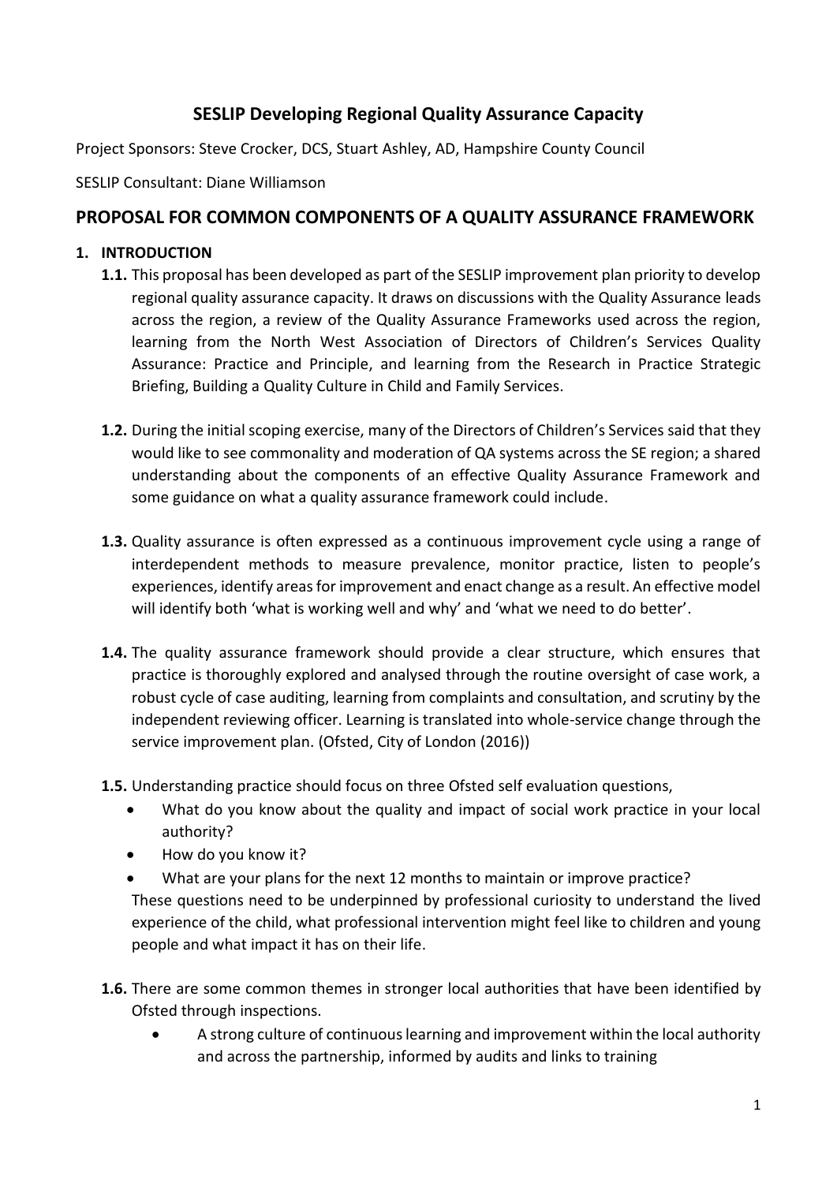# SESLIP Developing Regional Quality Assurance Capacity

Project Sponsors: Steve Crocker, DCS, Stuart Ashley, AD, Hampshire County Council

SESLIP Consultant: Diane Williamson

## PROPOSAL FOR COMMON COMPONENTS OF A QUALITY ASSURANCE FRAMEWORK

### 1. INTRODUCTION

**1.1.** This proposal has been developed as part of the SESLIP improvement plan priority to develop regional quality assurance capacity. It draws on discussions with the Quality Assurance leads across the region, a review of the Quality Assurance Frameworks used across the region, learning from the North West Association of Directors of Children's Services Quality Assurance: Practice and Principle, and learning from the Research in Practice Strategic Briefing, Building a Quality Culture in Child and Family Services.

**1.2.** During the initial scoping exercise, many of the Directors of Children's Services said that they would like to see commonality and moderation of QA systems across the SE region; a shared understanding about the components of an effective Quality Assurance Framework and some guidance on what a quality assurance framework could include.

**1.3.** Quality assurance is often expressed as a continuous improvement cycle using a range of interdependent methods to measure prevalence, monitor practice, listen to people's experiences, identify areas for improvement and enact change as a result. An effective model will identify both 'what is working well and why' and 'what we need to do better'.

**1.4.** The quality assurance framework should provide a clear structure, which ensures that practice is thoroughly explored and analysed through the routine oversight of case work, a robust cycle of case auditing, learning from complaints and consultation, and scrutiny by the independent reviewing officer. Learning is translated into whole-service change through the service improvement plan. (Ofsted, City of London (2016))

**1.5.** Understanding practice should focus on three Ofsted self evaluation questions,

- What do you know about the quality and impact of social work practice in your local authority?
- How do you know it?
- What are your plans for the next 12 months to maintain or improve practice?

These questions need to be underpinned by professional curiosity to understand the lived experience of the child, what professional intervention might feel like to children and young people and what impact it has on their life.

**1.6.** There are some common themes in stronger local authorities that have been identified by Ofsted through inspections.

- A strong culture of continuous learning and improvement within the local authority and across the partnership, informed by audits and links to training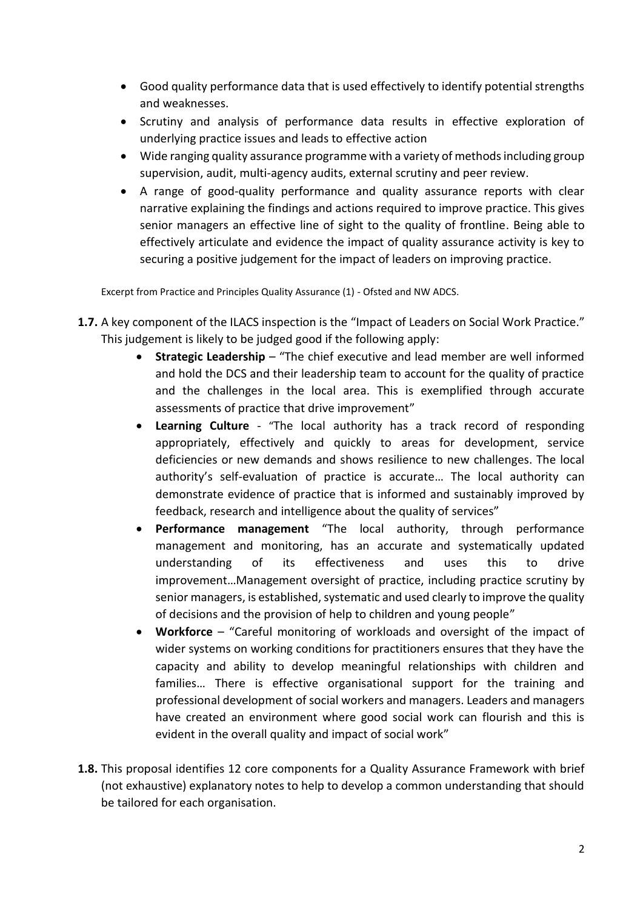- Good quality performance data that is used effectively to identify potential strengths and weaknesses.
- Scrutiny and analysis of performance data results in effective exploration of underlying practice issues and leads to effective action
- Wide ranging quality assurance programme with a variety of methods including group supervision, audit, multi-agency audits, external scrutiny and peer review.
- A range of good-quality performance and quality assurance reports with clear narrative explaining the findings and actions required to improve practice. This gives senior managers an effective line of sight to the quality of frontline. Being able to effectively articulate and evidence the impact of quality assurance activity is key to securing a positive judgement for the impact of leaders on improving practice.

Excerpt from Practice and Principles Quality Assurance (1) - Ofsted and NW ADCS.

**1.7.** A key component of the ILACS inspection is the "Impact of Leaders on Social Work Practice." This judgement is likely to be judged good if the following apply:

- **Strategic Leadership** – "The chief executive and lead member are well informed and hold the DCS and their leadership team to account for the quality of practice and the challenges in the local area. This is exemplified through accurate assessments of practice that drive improvement"
- **Learning Culture** - "The local authority has a track record of responding appropriately, effectively and quickly to areas for development, service deficiencies or new demands and shows resilience to new challenges. The local authority's self-evaluation of practice is accurate… The local authority can demonstrate evidence of practice that is informed and sustainably improved by feedback, research and intelligence about the quality of services"
- **Performance management** "The local authority, through performance management and monitoring, has an accurate and systematically updated understanding of its effectiveness and uses this to drive improvement…Management oversight of practice, including practice scrutiny by senior managers, is established, systematic and used clearly to improve the quality of decisions and the provision of help to children and young people"
- **Workforce** – "Careful monitoring of workloads and oversight of the impact of wider systems on working conditions for practitioners ensures that they have the capacity and ability to develop meaningful relationships with children and families… There is effective organisational support for the training and professional development of social workers and managers. Leaders and managers have created an environment where good social work can flourish and this is evident in the overall quality and impact of social work"

**1.8.** This proposal identifies 12 core components for a Quality Assurance Framework with brief (not exhaustive) explanatory notes to help to develop a common understanding that should be tailored for each organisation.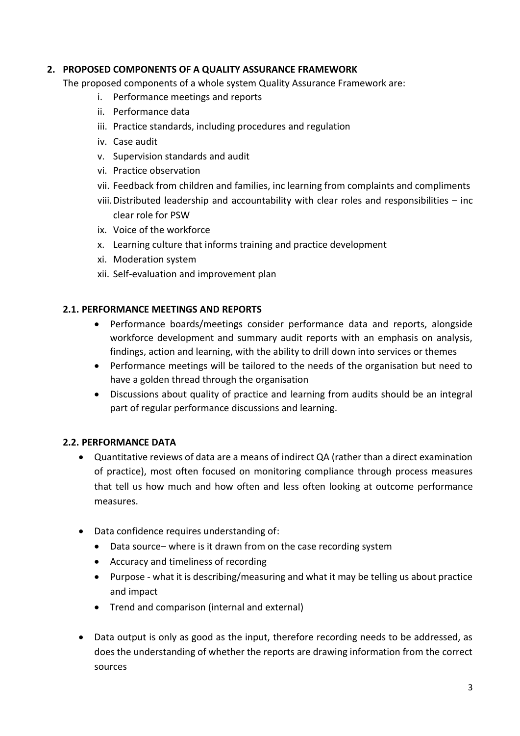## 2. PROPOSED COMPONENTS OF A QUALITY ASSURANCE FRAMEWORK

The proposed components of a whole system Quality Assurance Framework are:

i. Performance meetings and reports
ii. Performance data
iii. Practice standards, including procedures and regulation
iv. Case audit
v. Supervision standards and audit
vi. Practice observation
vii. Feedback from children and families, inc learning from complaints and compliments
viii. Distributed leadership and accountability with clear roles and responsibilities – inc clear role for PSW
ix. Voice of the workforce
x. Learning culture that informs training and practice development
xi. Moderation system
xii. Self-evaluation and improvement plan

### 2.1. PERFORMANCE MEETINGS AND REPORTS

- Performance boards/meetings consider performance data and reports, alongside workforce development and summary audit reports with an emphasis on analysis, findings, action and learning, with the ability to drill down into services or themes
- Performance meetings will be tailored to the needs of the organisation but need to have a golden thread through the organisation
- Discussions about quality of practice and learning from audits should be an integral part of regular performance discussions and learning.

### 2.2. PERFORMANCE DATA

- Quantitative reviews of data are a means of indirect QA (rather than a direct examination of practice), most often focused on monitoring compliance through process measures that tell us how much and how often and less often looking at outcome performance measures.

- Data confidence requires understanding of:
  - Data source– where is it drawn from on the case recording system
  - Accuracy and timeliness of recording
  - Purpose - what it is describing/measuring and what it may be telling us about practice and impact
  - Trend and comparison (internal and external)

- Data output is only as good as the input, therefore recording needs to be addressed, as does the understanding of whether the reports are drawing information from the correct sources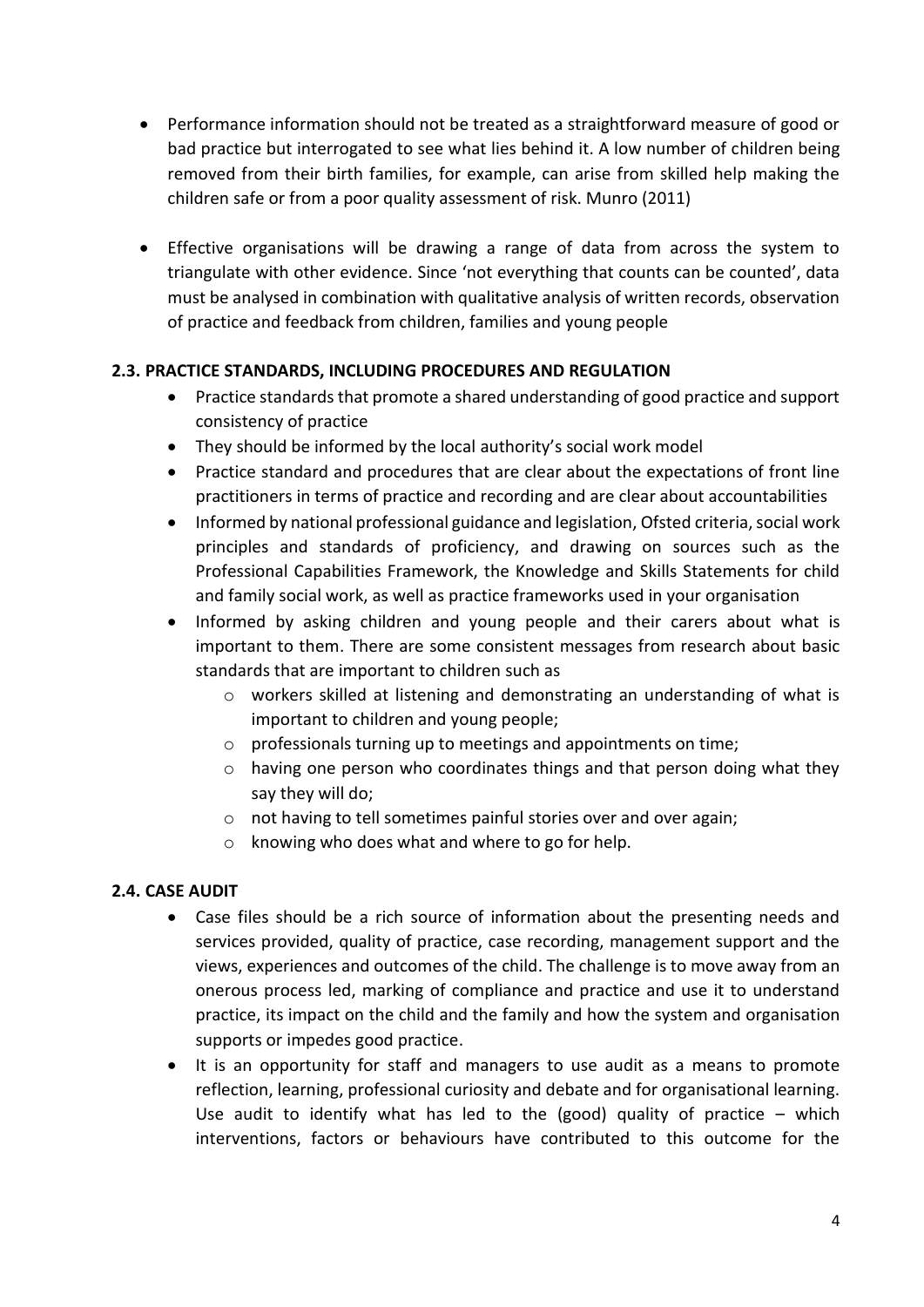- Performance information should not be treated as a straightforward measure of good or bad practice but interrogated to see what lies behind it. A low number of children being removed from their birth families, for example, can arise from skilled help making the children safe or from a poor quality assessment of risk. Munro (2011)

- Effective organisations will be drawing a range of data from across the system to triangulate with other evidence. Since 'not everything that counts can be counted', data must be analysed in combination with qualitative analysis of written records, observation of practice and feedback from children, families and young people

### 2.3. PRACTICE STANDARDS, INCLUDING PROCEDURES AND REGULATION

- Practice standards that promote a shared understanding of good practice and support consistency of practice
- They should be informed by the local authority's social work model
- Practice standard and procedures that are clear about the expectations of front line practitioners in terms of practice and recording and are clear about accountabilities
- Informed by national professional guidance and legislation, Ofsted criteria, social work principles and standards of proficiency, and drawing on sources such as the Professional Capabilities Framework, the Knowledge and Skills Statements for child and family social work, as well as practice frameworks used in your organisation
- Informed by asking children and young people and their carers about what is important to them. There are some consistent messages from research about basic standards that are important to children such as
  - workers skilled at listening and demonstrating an understanding of what is important to children and young people;
  - professionals turning up to meetings and appointments on time;
  - having one person who coordinates things and that person doing what they say they will do;
  - not having to tell sometimes painful stories over and over again;
  - knowing who does what and where to go for help.

### 2.4. CASE AUDIT

- Case files should be a rich source of information about the presenting needs and services provided, quality of practice, case recording, management support and the views, experiences and outcomes of the child. The challenge is to move away from an onerous process led, marking of compliance and practice and use it to understand practice, its impact on the child and the family and how the system and organisation supports or impedes good practice.
- It is an opportunity for staff and managers to use audit as a means to promote reflection, learning, professional curiosity and debate and for organisational learning. Use audit to identify what has led to the (good) quality of practice – which interventions, factors or behaviours have contributed to this outcome for the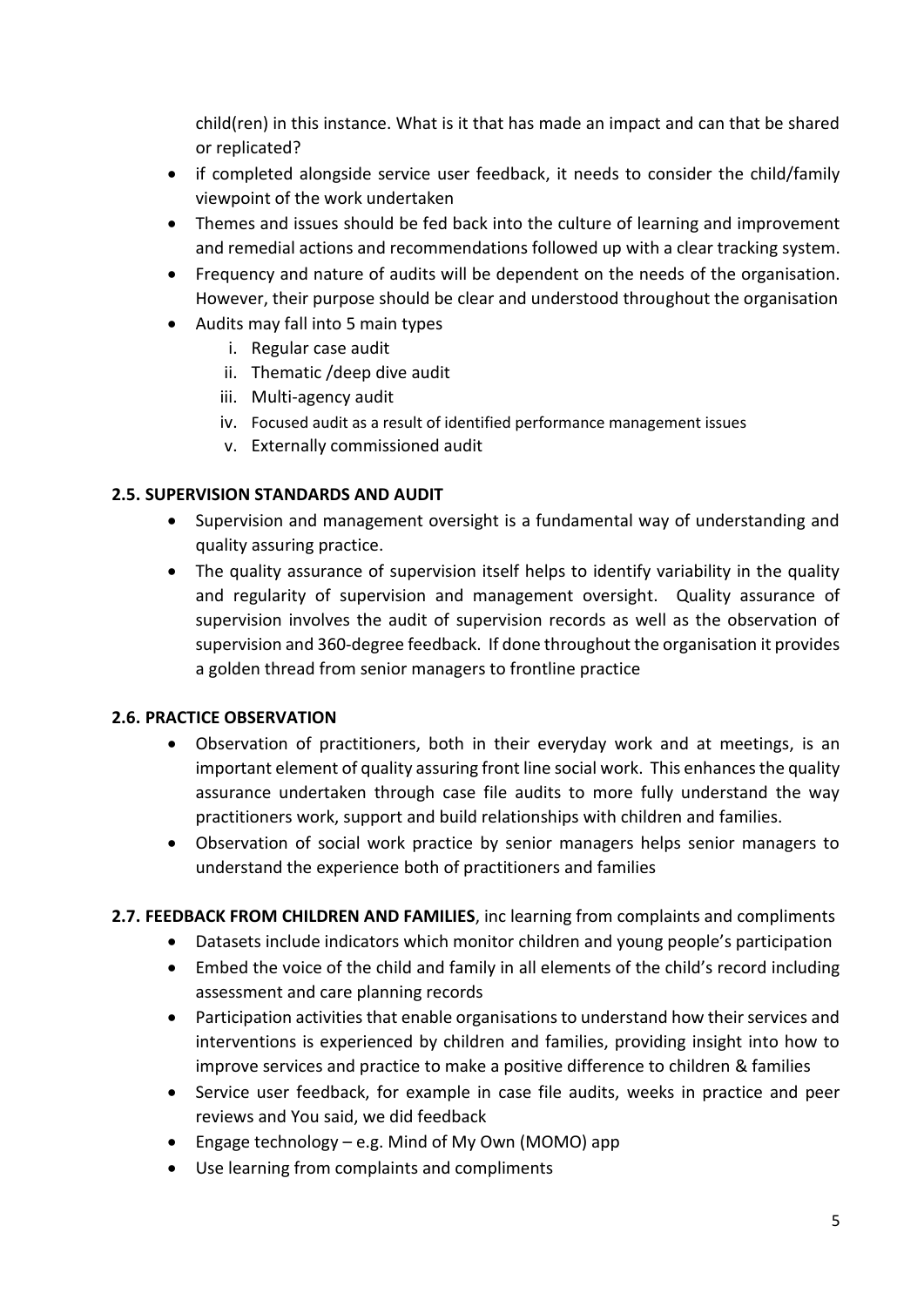child(ren) in this instance. What is it that has made an impact and can that be shared or replicated?

- if completed alongside service user feedback, it needs to consider the child/family viewpoint of the work undertaken
- Themes and issues should be fed back into the culture of learning and improvement and remedial actions and recommendations followed up with a clear tracking system.
- Frequency and nature of audits will be dependent on the needs of the organisation. However, their purpose should be clear and understood throughout the organisation
- Audits may fall into 5 main types
  1. Regular case audit
  2. Thematic /deep dive audit
  3. Multi-agency audit
  4. Focused audit as a result of identified performance management issues
  5. Externally commissioned audit

**2.5. SUPERVISION STANDARDS AND AUDIT**

- Supervision and management oversight is a fundamental way of understanding and quality assuring practice.
- The quality assurance of supervision itself helps to identify variability in the quality and regularity of supervision and management oversight. Quality assurance of supervision involves the audit of supervision records as well as the observation of supervision and 360-degree feedback. If done throughout the organisation it provides a golden thread from senior managers to frontline practice

**2.6. PRACTICE OBSERVATION**

- Observation of practitioners, both in their everyday work and at meetings, is an important element of quality assuring front line social work. This enhances the quality assurance undertaken through case file audits to more fully understand the way practitioners work, support and build relationships with children and families.
- Observation of social work practice by senior managers helps senior managers to understand the experience both of practitioners and families

**2.7. FEEDBACK FROM CHILDREN AND FAMILIES**, inc learning from complaints and compliments

- Datasets include indicators which monitor children and young people's participation
- Embed the voice of the child and family in all elements of the child's record including assessment and care planning records
- Participation activities that enable organisations to understand how their services and interventions is experienced by children and families, providing insight into how to improve services and practice to make a positive difference to children & families
- Service user feedback, for example in case file audits, weeks in practice and peer reviews and You said, we did feedback
- Engage technology – e.g. Mind of My Own (MOMO) app
- Use learning from complaints and compliments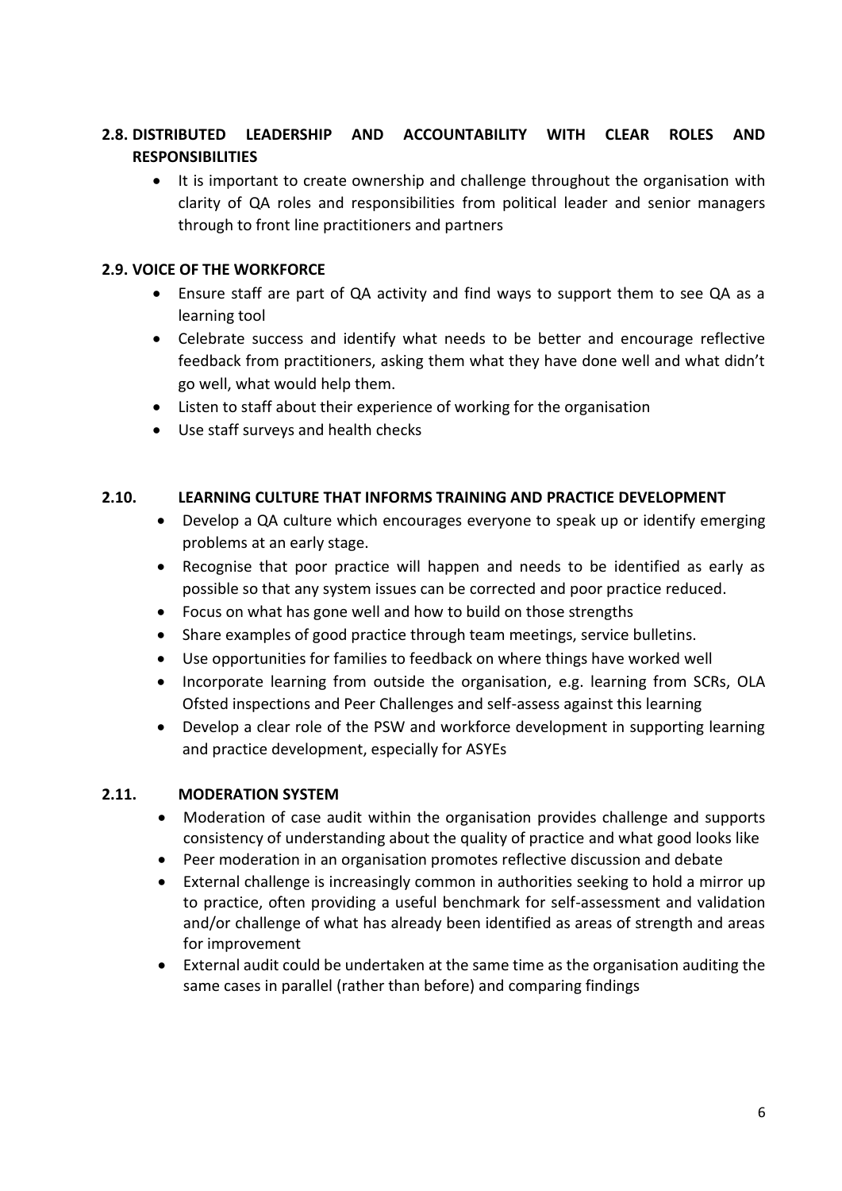## 2.8. DISTRIBUTED LEADERSHIP AND ACCOUNTABILITY WITH CLEAR ROLES AND RESPONSIBILITIES

- It is important to create ownership and challenge throughout the organisation with clarity of QA roles and responsibilities from political leader and senior managers through to front line practitioners and partners

## 2.9. VOICE OF THE WORKFORCE

- Ensure staff are part of QA activity and find ways to support them to see QA as a learning tool
- Celebrate success and identify what needs to be better and encourage reflective feedback from practitioners, asking them what they have done well and what didn't go well, what would help them.
- Listen to staff about their experience of working for the organisation
- Use staff surveys and health checks

## 2.10. LEARNING CULTURE THAT INFORMS TRAINING AND PRACTICE DEVELOPMENT

- Develop a QA culture which encourages everyone to speak up or identify emerging problems at an early stage.
- Recognise that poor practice will happen and needs to be identified as early as possible so that any system issues can be corrected and poor practice reduced.
- Focus on what has gone well and how to build on those strengths
- Share examples of good practice through team meetings, service bulletins.
- Use opportunities for families to feedback on where things have worked well
- Incorporate learning from outside the organisation, e.g. learning from SCRs, OLA Ofsted inspections and Peer Challenges and self-assess against this learning
- Develop a clear role of the PSW and workforce development in supporting learning and practice development, especially for ASYEs

## 2.11. MODERATION SYSTEM

- Moderation of case audit within the organisation provides challenge and supports consistency of understanding about the quality of practice and what good looks like
- Peer moderation in an organisation promotes reflective discussion and debate
- External challenge is increasingly common in authorities seeking to hold a mirror up to practice, often providing a useful benchmark for self-assessment and validation and/or challenge of what has already been identified as areas of strength and areas for improvement
- External audit could be undertaken at the same time as the organisation auditing the same cases in parallel (rather than before) and comparing findings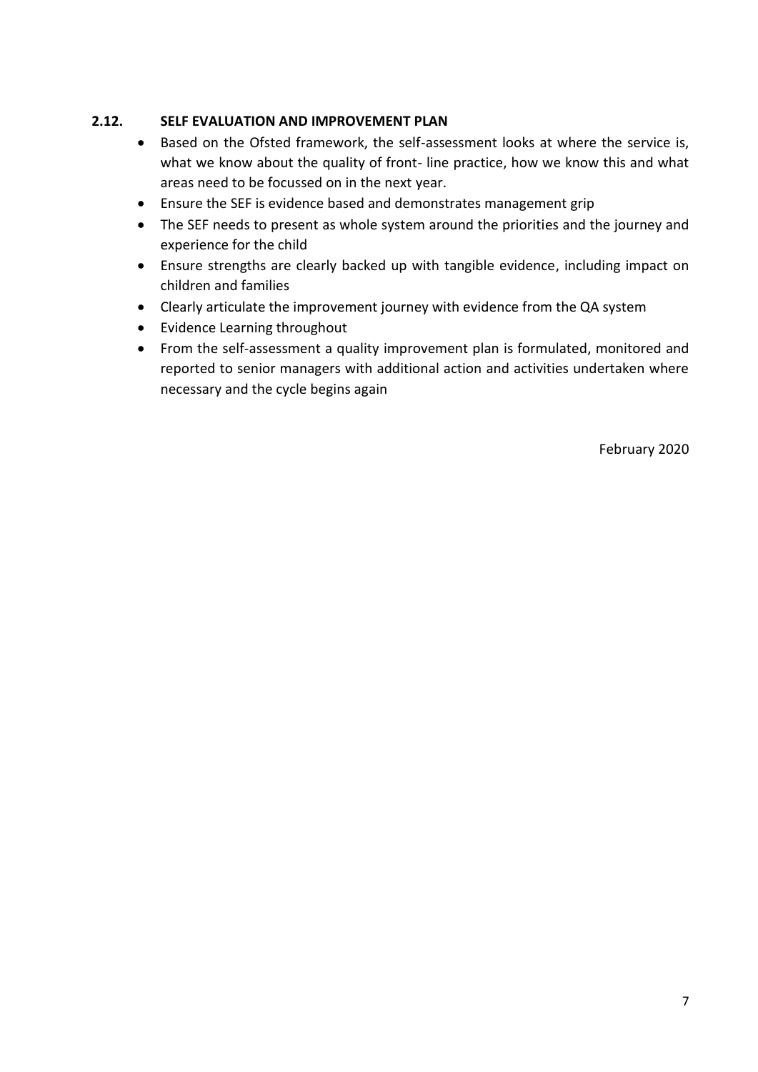### 2.12. SELF EVALUATION AND IMPROVEMENT PLAN

- Based on the Ofsted framework, the self-assessment looks at where the service is, what we know about the quality of front- line practice, how we know this and what areas need to be focussed on in the next year.
- Ensure the SEF is evidence based and demonstrates management grip
- The SEF needs to present as whole system around the priorities and the journey and experience for the child
- Ensure strengths are clearly backed up with tangible evidence, including impact on children and families
- Clearly articulate the improvement journey with evidence from the QA system
- Evidence Learning throughout
- From the self-assessment a quality improvement plan is formulated, monitored and reported to senior managers with additional action and activities undertaken where necessary and the cycle begins again

February 2020